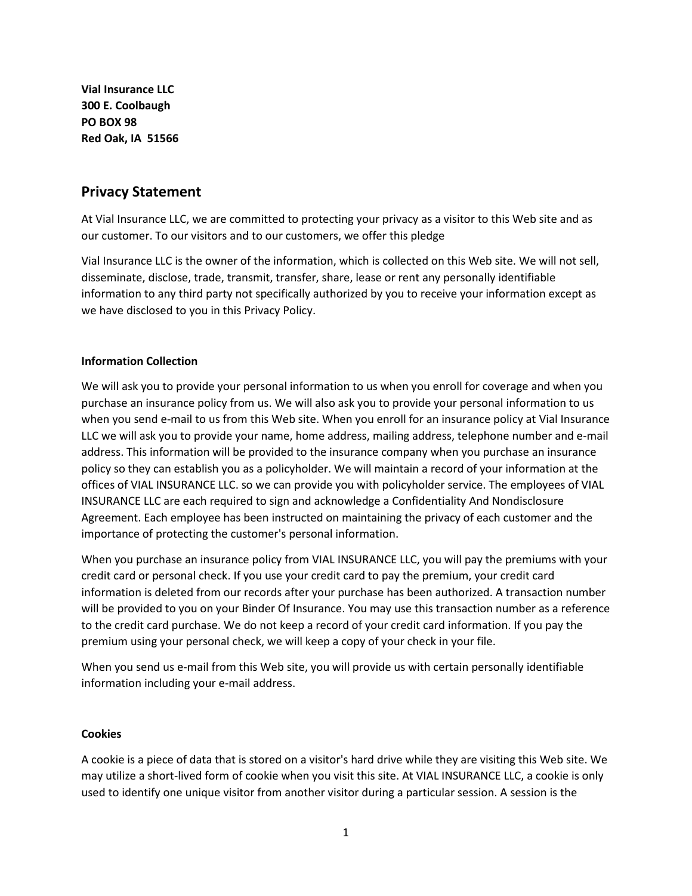**Vial Insurance LLC**
**300 E. Coolbaugh**
**PO BOX 98**
**Red Oak, IA 51566**

## Privacy Statement

At Vial Insurance LLC, we are committed to protecting your privacy as a visitor to this Web site and as our customer. To our visitors and to our customers, we offer this pledge

Vial Insurance LLC is the owner of the information, which is collected on this Web site. We will not sell, disseminate, disclose, trade, transmit, transfer, share, lease or rent any personally identifiable information to any third party not specifically authorized by you to receive your information except as we have disclosed to you in this Privacy Policy.

### Information Collection

We will ask you to provide your personal information to us when you enroll for coverage and when you purchase an insurance policy from us. We will also ask you to provide your personal information to us when you send e-mail to us from this Web site. When you enroll for an insurance policy at Vial Insurance LLC we will ask you to provide your name, home address, mailing address, telephone number and e-mail address. This information will be provided to the insurance company when you purchase an insurance policy so they can establish you as a policyholder. We will maintain a record of your information at the offices of VIAL INSURANCE LLC. so we can provide you with policyholder service. The employees of VIAL INSURANCE LLC are each required to sign and acknowledge a Confidentiality And Nondisclosure Agreement. Each employee has been instructed on maintaining the privacy of each customer and the importance of protecting the customer's personal information.

When you purchase an insurance policy from VIAL INSURANCE LLC, you will pay the premiums with your credit card or personal check. If you use your credit card to pay the premium, your credit card information is deleted from our records after your purchase has been authorized. A transaction number will be provided to you on your Binder Of Insurance. You may use this transaction number as a reference to the credit card purchase. We do not keep a record of your credit card information. If you pay the premium using your personal check, we will keep a copy of your check in your file.

When you send us e-mail from this Web site, you will provide us with certain personally identifiable information including your e-mail address.

### Cookies

A cookie is a piece of data that is stored on a visitor's hard drive while they are visiting this Web site. We may utilize a short-lived form of cookie when you visit this site. At VIAL INSURANCE LLC, a cookie is only used to identify one unique visitor from another visitor during a particular session. A session is the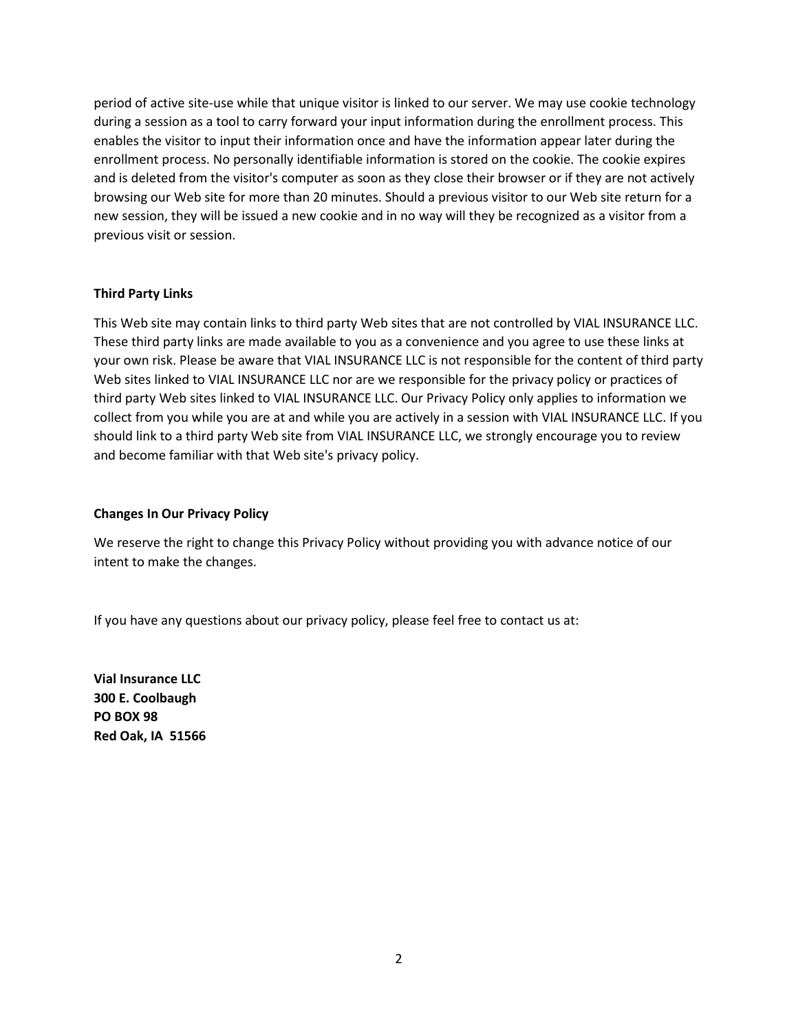period of active site-use while that unique visitor is linked to our server. We may use cookie technology during a session as a tool to carry forward your input information during the enrollment process. This enables the visitor to input their information once and have the information appear later during the enrollment process. No personally identifiable information is stored on the cookie. The cookie expires and is deleted from the visitor's computer as soon as they close their browser or if they are not actively browsing our Web site for more than 20 minutes. Should a previous visitor to our Web site return for a new session, they will be issued a new cookie and in no way will they be recognized as a visitor from a previous visit or session.

**Third Party Links**

This Web site may contain links to third party Web sites that are not controlled by VIAL INSURANCE LLC. These third party links are made available to you as a convenience and you agree to use these links at your own risk. Please be aware that VIAL INSURANCE LLC is not responsible for the content of third party Web sites linked to VIAL INSURANCE LLC nor are we responsible for the privacy policy or practices of third party Web sites linked to VIAL INSURANCE LLC. Our Privacy Policy only applies to information we collect from you while you are at and while you are actively in a session with VIAL INSURANCE LLC. If you should link to a third party Web site from VIAL INSURANCE LLC, we strongly encourage you to review and become familiar with that Web site's privacy policy.

**Changes In Our Privacy Policy**

We reserve the right to change this Privacy Policy without providing you with advance notice of our intent to make the changes.

If you have any questions about our privacy policy, please feel free to contact us at:

**Vial Insurance LLC**
**300 E. Coolbaugh**
**PO BOX 98**
**Red Oak, IA 51566**